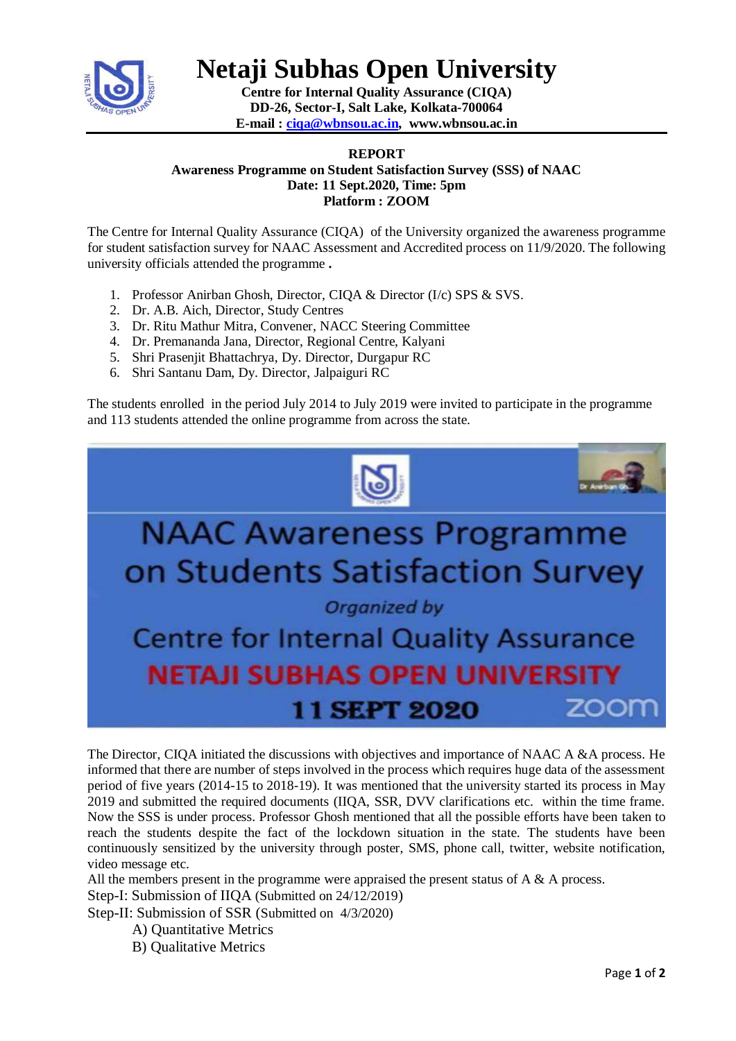# Netaji Subhas Open University

**Centre for Internal Quality Assurance (CIQA)**
**DD-26, Sector-I, Salt Lake, Kolkata-700064**
**E-mail : ciqa@wbnsou.ac.in, www.wbnsou.ac.in**

**REPORT**

**Awareness Programme on Student Satisfaction Survey (SSS) of NAAC**
**Date: 11 Sept.2020, Time: 5pm**
**Platform : ZOOM**

The Centre for Internal Quality Assurance (CIQA) of the University organized the awareness programme for student satisfaction survey for NAAC Assessment and Accredited process on 11/9/2020. The following university officials attended the programme **.**

1. Professor Anirban Ghosh, Director, CIQA & Director (I/c) SPS & SVS.
2. Dr. A.B. Aich, Director, Study Centres
3. Dr. Ritu Mathur Mitra, Convener, NACC Steering Committee
4. Dr. Premananda Jana, Director, Regional Centre, Kalyani
5. Shri Prasenjit Bhattachrya, Dy. Director, Durgapur RC
6. Shri Santanu Dam, Dy. Director, Jalpaiguri RC

The students enrolled in the period July 2014 to July 2019 were invited to participate in the programme and 113 students attended the online programme from across the state.

NAAC Awareness Programme on Students Satisfaction Survey
*Organized by*
Centre for Internal Quality Assurance
NETAJI SUBHAS OPEN UNIVERSITY
11 SEPT 2020 zoom

The Director, CIQA initiated the discussions with objectives and importance of NAAC A &A process. He informed that there are number of steps involved in the process which requires huge data of the assessment period of five years (2014-15 to 2018-19). It was mentioned that the university started its process in May 2019 and submitted the required documents (IIQA, SSR, DVV clarifications etc. within the time frame. Now the SSS is under process. Professor Ghosh mentioned that all the possible efforts have been taken to reach the students despite the fact of the lockdown situation in the state. The students have been continuously sensitized by the university through poster, SMS, phone call, twitter, website notification, video message etc.

All the members present in the programme were appraised the present status of A & A process.

Step-I: Submission of IIQA (Submitted on 24/12/2019)

Step-II: Submission of SSR (Submitted on 4/3/2020)

A) Quantitative Metrics
B) Qualitative Metrics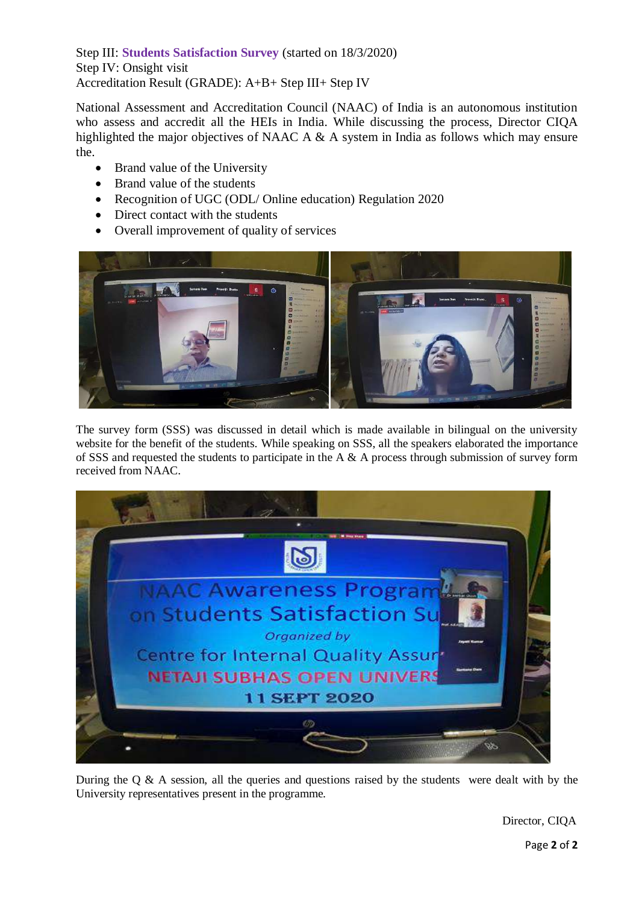Step III: **Students Satisfaction Survey** (started on 18/3/2020)
Step IV: Onsight visit
Accreditation Result (GRADE): A+B+ Step III+ Step IV

National Assessment and Accreditation Council (NAAC) of India is an autonomous institution who assess and accredit all the HEIs in India. While discussing the process, Director CIQA highlighted the major objectives of NAAC A & A system in India as follows which may ensure the.

- Brand value of the University
- Brand value of the students
- Recognition of UGC (ODL/ Online education) Regulation 2020
- Direct contact with the students
- Overall improvement of quality of services

The survey form (SSS) was discussed in detail which is made available in bilingual on the university website for the benefit of the students. While speaking on SSS, all the speakers elaborated the importance of SSS and requested the students to participate in the A & A process through submission of survey form received from NAAC.

During the Q & A session, all the queries and questions raised by the students were dealt with by the University representatives present in the programme.

Director, CIQA